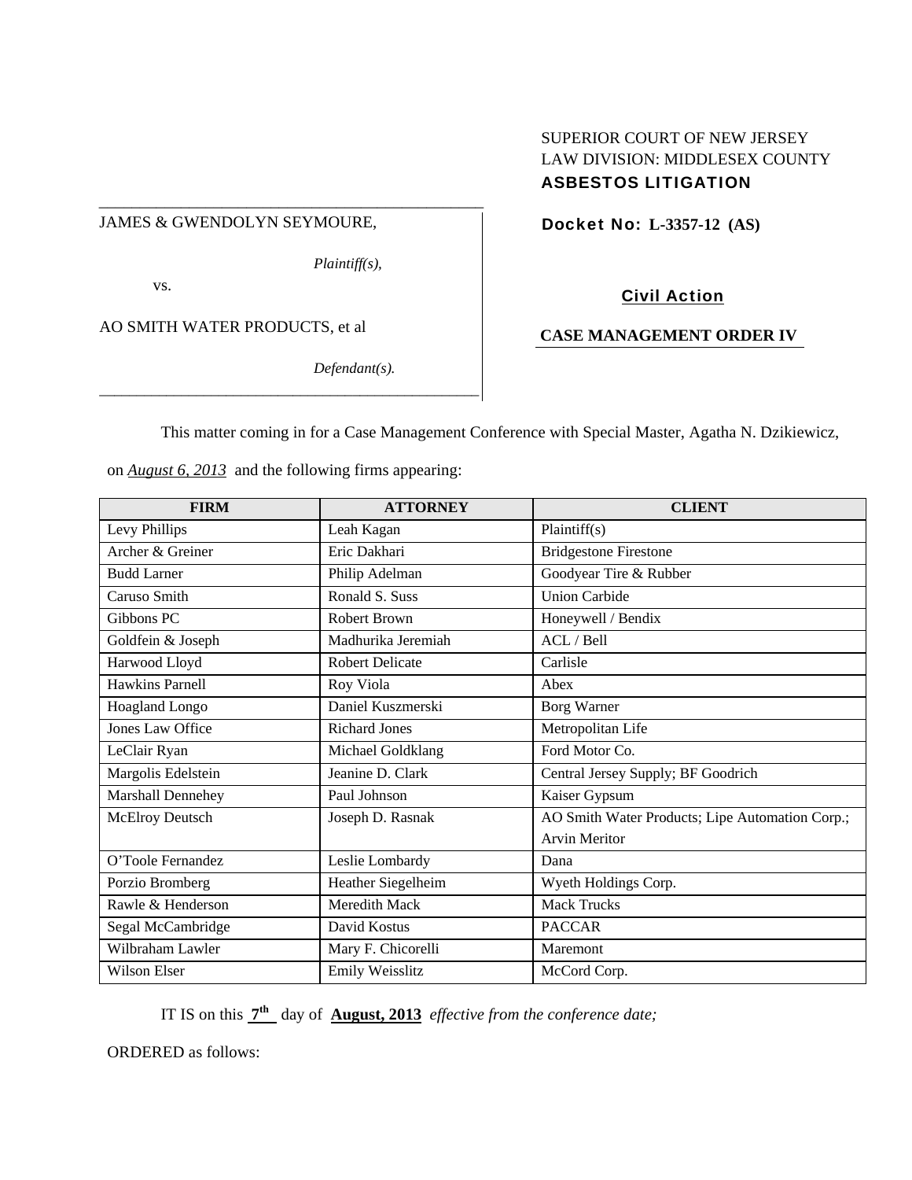SUPERIOR COURT OF NEW JERSEY
LAW DIVISION: MIDDLESEX COUNTY
**ASBESTOS LITIGATION**

JAMES & GWENDOLYN SEYMOURE,

*Plaintiff(s),*

vs.

AO SMITH WATER PRODUCTS, et al

*Defendant(s).*

**Docket No: L-3357-12 (AS)**

**Civil Action**

**CASE MANAGEMENT ORDER IV**

This matter coming in for a Case Management Conference with Special Master, Agatha N. Dzikiewicz, on *August 6, 2013* and the following firms appearing:

| FIRM | ATTORNEY | CLIENT |
|---|---|---|
| Levy Phillips | Leah Kagan | Plaintiff(s) |
| Archer & Greiner | Eric Dakhari | Bridgestone Firestone |
| Budd Larner | Philip Adelman | Goodyear Tire & Rubber |
| Caruso Smith | Ronald S. Suss | Union Carbide |
| Gibbons PC | Robert Brown | Honeywell / Bendix |
| Goldfein & Joseph | Madhurika Jeremiah | ACL / Bell |
| Harwood Lloyd | Robert Delicate | Carlisle |
| Hawkins Parnell | Roy Viola | Abex |
| Hoagland Longo | Daniel Kuszmerski | Borg Warner |
| Jones Law Office | Richard Jones | Metropolitan Life |
| LeClair Ryan | Michael Goldklang | Ford Motor Co. |
| Margolis Edelstein | Jeanine D. Clark | Central Jersey Supply; BF Goodrich |
| Marshall Dennehey | Paul Johnson | Kaiser Gypsum |
| McElroy Deutsch | Joseph D. Rasnak | AO Smith Water Products; Lipe Automation Corp.; Arvin Meritor |
| O'Toole Fernandez | Leslie Lombardy | Dana |
| Porzio Bromberg | Heather Siegelheim | Wyeth Holdings Corp. |
| Rawle & Henderson | Meredith Mack | Mack Trucks |
| Segal McCambridge | David Kostus | PACCAR |
| Wilbraham Lawler | Mary F. Chicorelli | Maremont |
| Wilson Elser | Emily Weisslitz | McCord Corp. |

IT IS on this **7th** day of **August, 2013** *effective from the conference date;*

ORDERED as follows: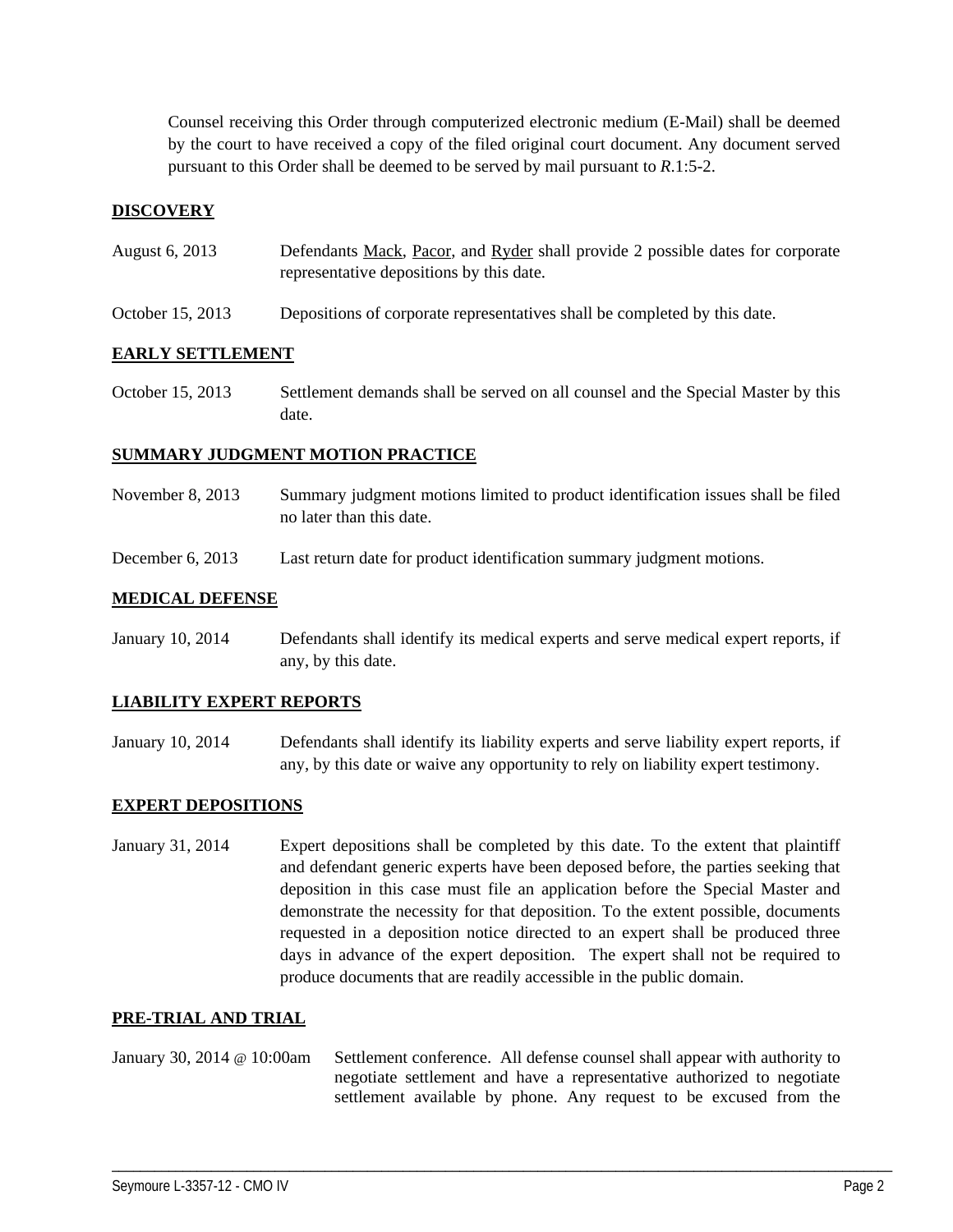Counsel receiving this Order through computerized electronic medium (E-Mail) shall be deemed by the court to have received a copy of the filed original court document. Any document served pursuant to this Order shall be deemed to be served by mail pursuant to *R*.1:5-2.

**DISCOVERY**

| | |
|---|---|
| August 6, 2013 | Defendants Mack, Pacor, and Ryder shall provide 2 possible dates for corporate representative depositions by this date. |
| October 15, 2013 | Depositions of corporate representatives shall be completed by this date. |

**EARLY SETTLEMENT**

| | |
|---|---|
| October 15, 2013 | Settlement demands shall be served on all counsel and the Special Master by this date. |

**SUMMARY JUDGMENT MOTION PRACTICE**

| | |
|---|---|
| November 8, 2013 | Summary judgment motions limited to product identification issues shall be filed no later than this date. |
| December 6, 2013 | Last return date for product identification summary judgment motions. |

**MEDICAL DEFENSE**

| | |
|---|---|
| January 10, 2014 | Defendants shall identify its medical experts and serve medical expert reports, if any, by this date. |

**LIABILITY EXPERT REPORTS**

| | |
|---|---|
| January 10, 2014 | Defendants shall identify its liability experts and serve liability expert reports, if any, by this date or waive any opportunity to rely on liability expert testimony. |

**EXPERT DEPOSITIONS**

| | |
|---|---|
| January 31, 2014 | Expert depositions shall be completed by this date. To the extent that plaintiff and defendant generic experts have been deposed before, the parties seeking that deposition in this case must file an application before the Special Master and demonstrate the necessity for that deposition. To the extent possible, documents requested in a deposition notice directed to an expert shall be produced three days in advance of the expert deposition. The expert shall not be required to produce documents that are readily accessible in the public domain. |

**PRE-TRIAL AND TRIAL**

| | |
|---|---|
| January 30, 2014 @ 10:00am | Settlement conference. All defense counsel shall appear with authority to negotiate settlement and have a representative authorized to negotiate settlement available by phone. Any request to be excused from the |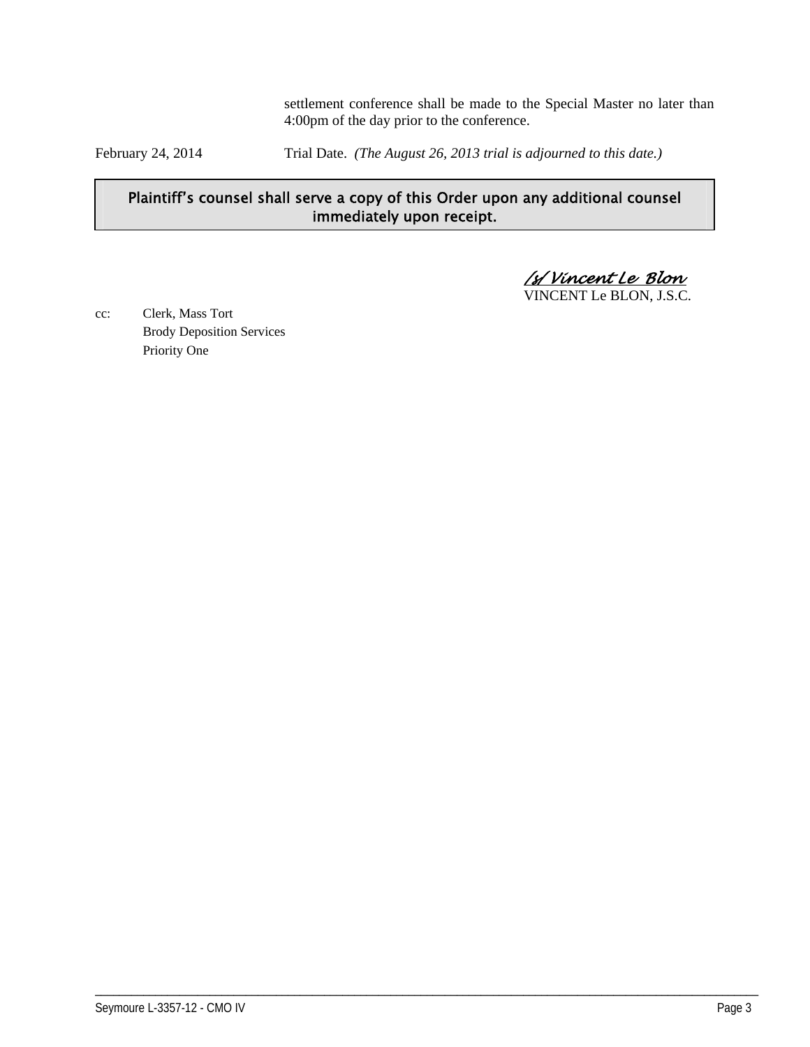settlement conference shall be made to the Special Master no later than 4:00pm of the day prior to the conference.

| | |
|---|---|
| February 24, 2014 | Trial Date. *(The August 26, 2013 trial is adjourned to this date.)* |

**Plaintiff's counsel shall serve a copy of this Order upon any additional counsel immediately upon receipt.**

*/s/ Vincent Le Blon*
VINCENT Le BLON, J.S.C.

cc: Clerk, Mass Tort
Brody Deposition Services
Priority One